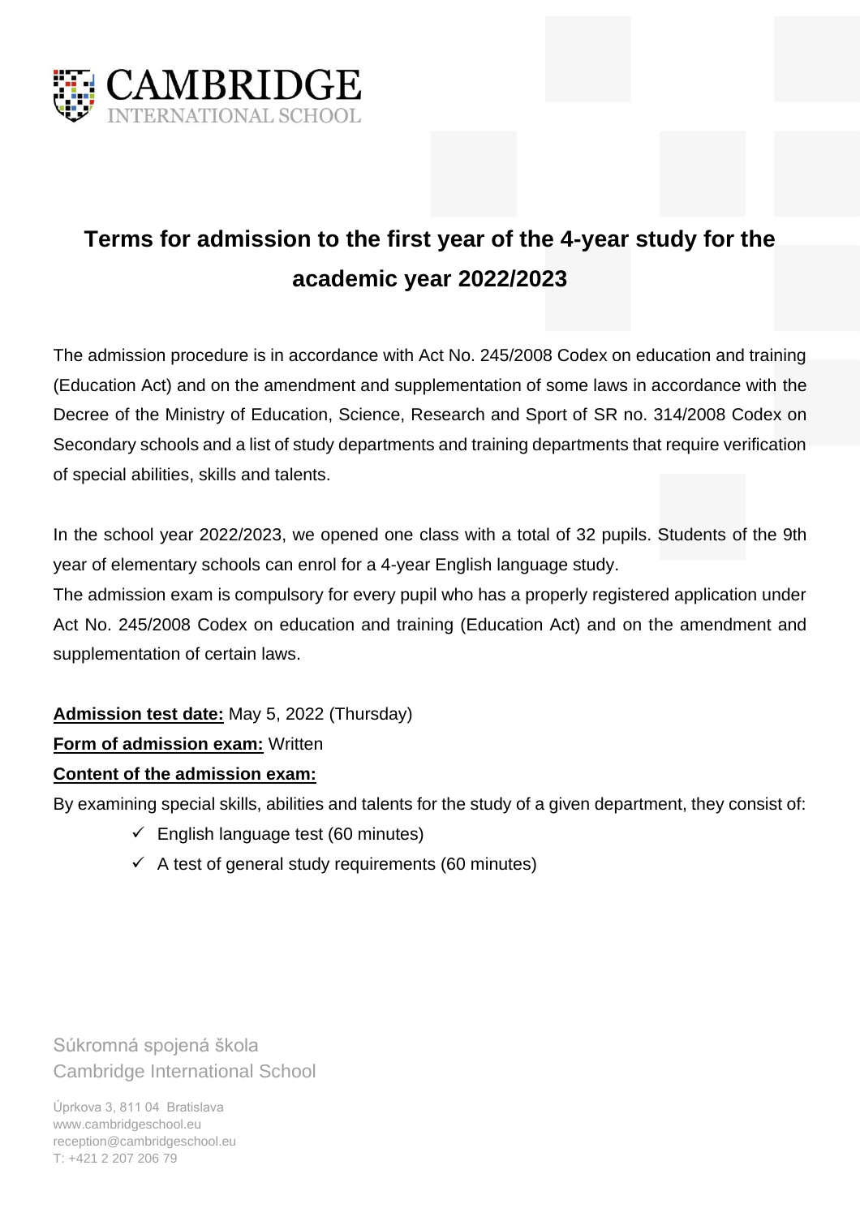# Terms for admission to the first year of the 4-year study for the academic year 2022/2023

The admission procedure is in accordance with Act No. 245/2008 Codex on education and training (Education Act) and on the amendment and supplementation of some laws in accordance with the Decree of the Ministry of Education, Science, Research and Sport of SR no. 314/2008 Codex on Secondary schools and a list of study departments and training departments that require verification of special abilities, skills and talents.

In the school year 2022/2023, we opened one class with a total of 32 pupils. Students of the 9th year of elementary schools can enrol for a 4-year English language study.

The admission exam is compulsory for every pupil who has a properly registered application under Act No. 245/2008 Codex on education and training (Education Act) and on the amendment and supplementation of certain laws.

**Admission test date:** May 5, 2022 (Thursday)

**Form of admission exam:** Written

**Content of the admission exam:**

By examining special skills, abilities and talents for the study of a given department, they consist of:

- ✓ English language test (60 minutes)
- ✓ A test of general study requirements (60 minutes)

Súkromná spojená škola
Cambridge International School

Úprkova 3, 811 04 Bratislava
www.cambridgeschool.eu
reception@cambridgeschool.eu
T: +421 2 207 206 79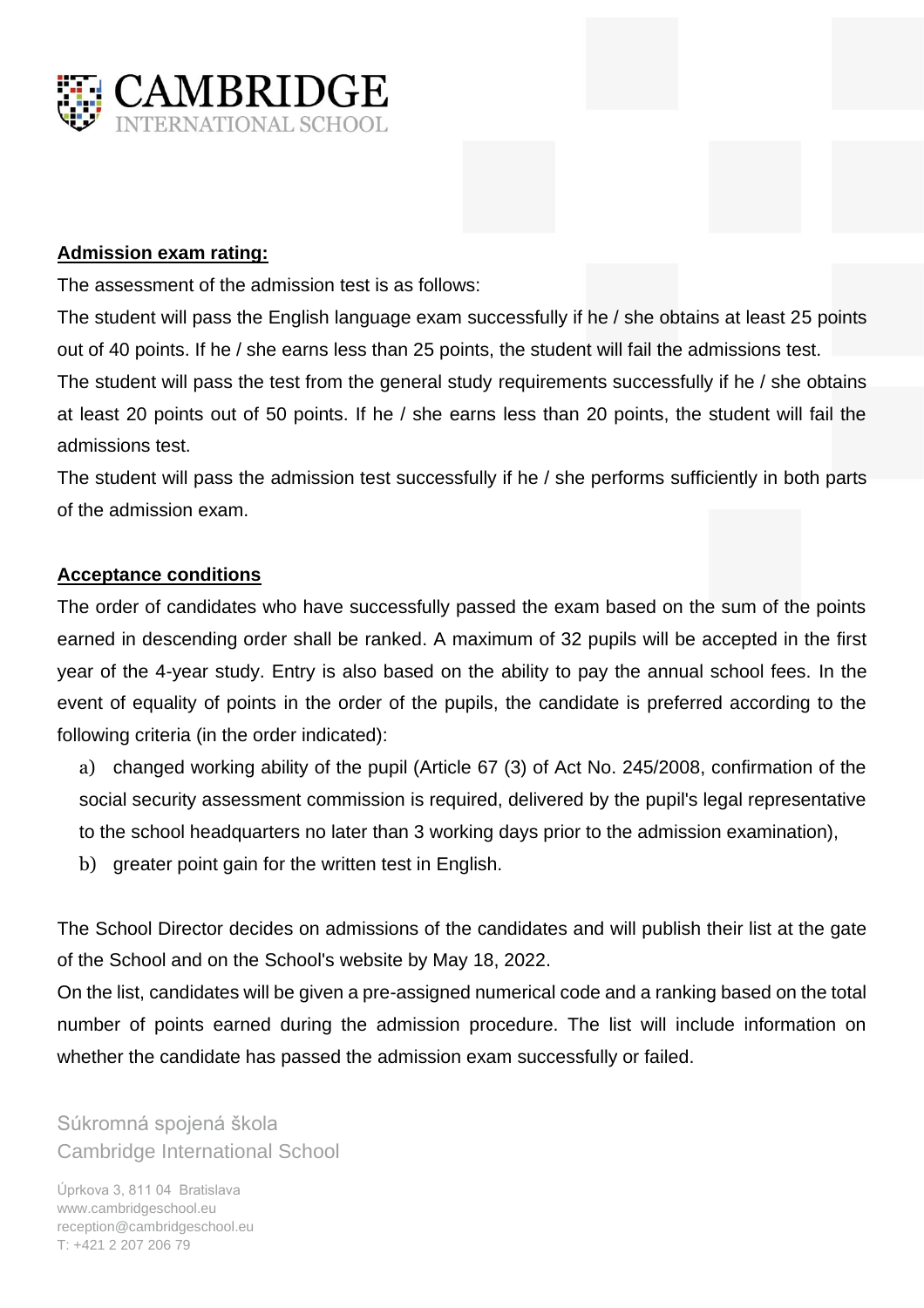**Admission exam rating:**

The assessment of the admission test is as follows:

The student will pass the English language exam successfully if he / she obtains at least 25 points out of 40 points. If he / she earns less than 25 points, the student will fail the admissions test.

The student will pass the test from the general study requirements successfully if he / she obtains at least 20 points out of 50 points. If he / she earns less than 20 points, the student will fail the admissions test.

The student will pass the admission test successfully if he / she performs sufficiently in both parts of the admission exam.

**Acceptance conditions**

The order of candidates who have successfully passed the exam based on the sum of the points earned in descending order shall be ranked. A maximum of 32 pupils will be accepted in the first year of the 4-year study. Entry is also based on the ability to pay the annual school fees. In the event of equality of points in the order of the pupils, the candidate is preferred according to the following criteria (in the order indicated):

a) changed working ability of the pupil (Article 67 (3) of Act No. 245/2008, confirmation of the social security assessment commission is required, delivered by the pupil's legal representative to the school headquarters no later than 3 working days prior to the admission examination),

b) greater point gain for the written test in English.

The School Director decides on admissions of the candidates and will publish their list at the gate of the School and on the School's website by May 18, 2022.

On the list, candidates will be given a pre-assigned numerical code and a ranking based on the total number of points earned during the admission procedure. The list will include information on whether the candidate has passed the admission exam successfully or failed.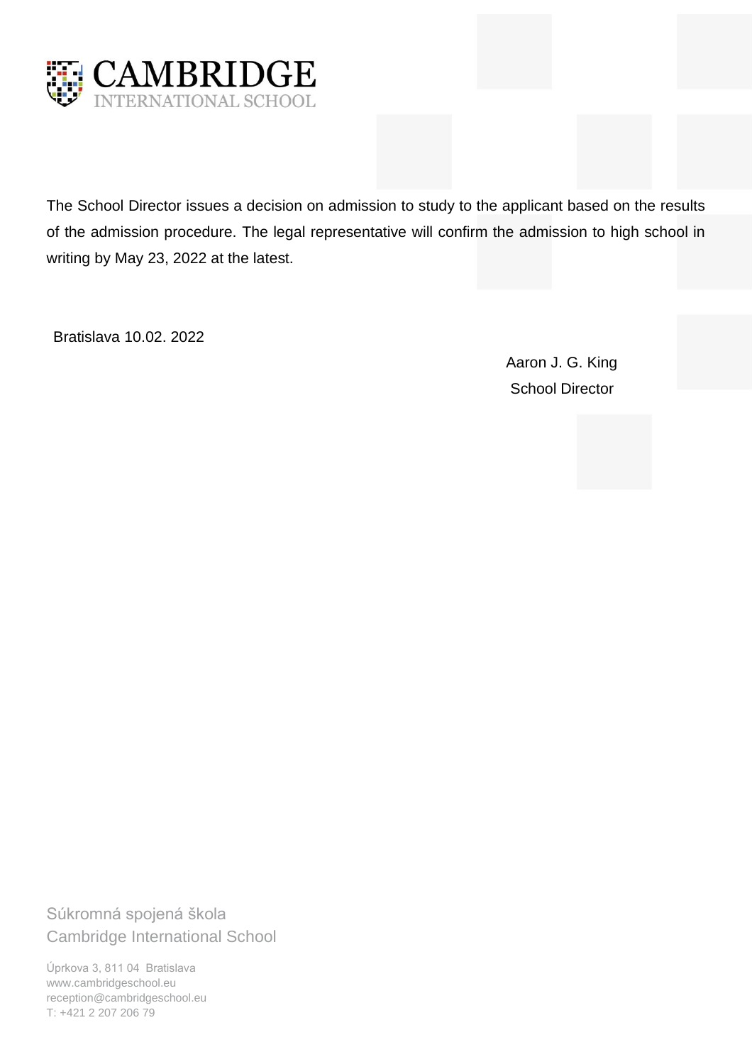CAMBRIDGE
INTERNATIONAL SCHOOL

The School Director issues a decision on admission to study to the applicant based on the results of the admission procedure. The legal representative will confirm the admission to high school in writing by May 23, 2022 at the latest.

Bratislava 10.02. 2022

Aaron J. G. King
School Director

Súkromná spojená škola
Cambridge International School

Úprkova 3, 811 04 Bratislava
www.cambridgeschool.eu
reception@cambridgeschool.eu
T: +421 2 207 206 79